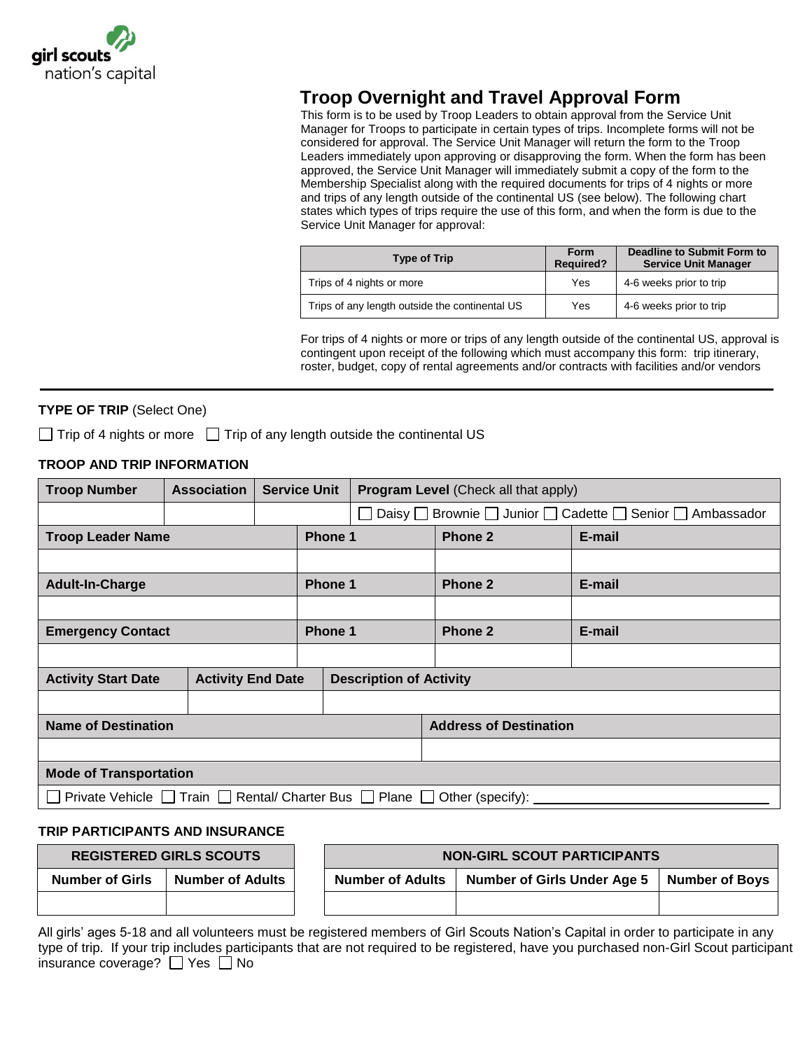girl scouts nation's capital

# Troop Overnight and Travel Approval Form

This form is to be used by Troop Leaders to obtain approval from the Service Unit Manager for Troops to participate in certain types of trips. Incomplete forms will not be considered for approval. The Service Unit Manager will return the form to the Troop Leaders immediately upon approving or disapproving the form. When the form has been approved, the Service Unit Manager will immediately submit a copy of the form to the Membership Specialist along with the required documents for trips of 4 nights or more and trips of any length outside of the continental US (see below). The following chart states which types of trips require the use of this form, and when the form is due to the Service Unit Manager for approval:

| Type of Trip | Form Required? | Deadline to Submit Form to Service Unit Manager |
|---|---|---|
| Trips of 4 nights or more | Yes | 4-6 weeks prior to trip |
| Trips of any length outside the continental US | Yes | 4-6 weeks prior to trip |

For trips of 4 nights or more or trips of any length outside of the continental US, approval is contingent upon receipt of the following which must accompany this form: trip itinerary, roster, budget, copy of rental agreements and/or contracts with facilities and/or vendors

---

**TYPE OF TRIP** (Select One)

☐ Trip of 4 nights or more ☐ Trip of any length outside the continental US

**TROOP AND TRIP INFORMATION**

| Troop Number | Association | Service Unit | Program Level (Check all that apply) |
|---|---|---|---|
| | | | ☐ Daisy ☐ Brownie ☐ Junior ☐ Cadette ☐ Senior ☐ Ambassador |

| Troop Leader Name | Phone 1 | Phone 2 | E-mail |
|---|---|---|---|
| | | | |
| **Adult-In-Charge** | **Phone 1** | **Phone 2** | **E-mail** |
| | | | |
| **Emergency Contact** | **Phone 1** | **Phone 2** | **E-mail** |
| | | | |

| Activity Start Date | Activity End Date | Description of Activity |
|---|---|---|
| | | |

| Name of Destination | Address of Destination |
|---|---|
| | |

| Mode of Transportation |
|---|
| ☐ Private Vehicle ☐ Train ☐ Rental/ Charter Bus ☐ Plane ☐ Other (specify): ______________ |

**TRIP PARTICIPANTS AND INSURANCE**

| REGISTERED GIRLS SCOUTS | |
|---|---|
| Number of Girls | Number of Adults |
| | |

| NON-GIRL SCOUT PARTICIPANTS | | |
|---|---|---|
| Number of Adults | Number of Girls Under Age 5 | Number of Boys |
| | | |

All girls' ages 5-18 and all volunteers must be registered members of Girl Scouts Nation's Capital in order to participate in any type of trip. If your trip includes participants that are not required to be registered, have you purchased non-Girl Scout participant insurance coverage? ☐ Yes ☐ No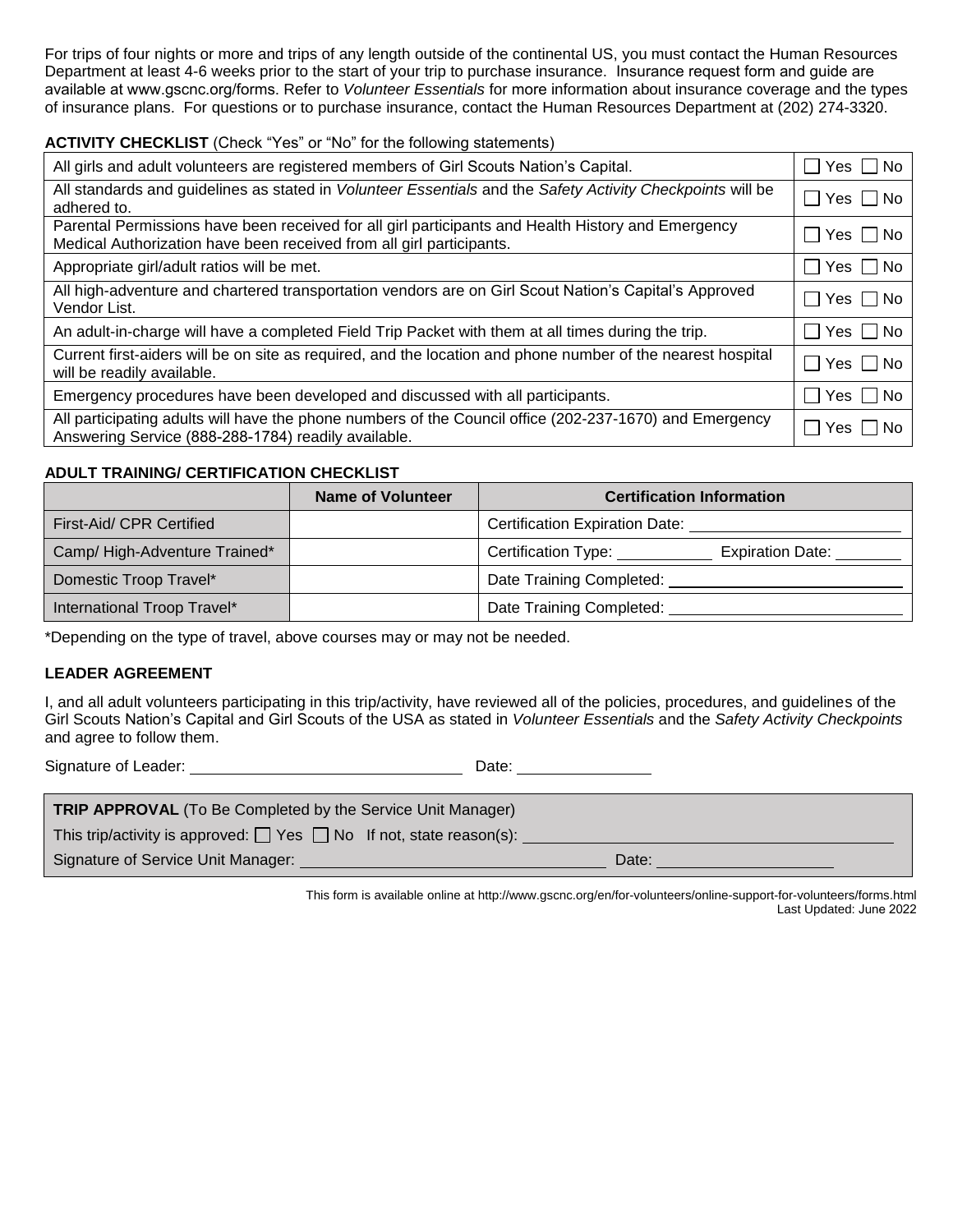For trips of four nights or more and trips of any length outside of the continental US, you must contact the Human Resources Department at least 4-6 weeks prior to the start of your trip to purchase insurance. Insurance request form and guide are available at www.gscnc.org/forms. Refer to *Volunteer Essentials* for more information about insurance coverage and the types of insurance plans. For questions or to purchase insurance, contact the Human Resources Department at (202) 274-3320.

**ACTIVITY CHECKLIST** (Check "Yes" or "No" for the following statements)

| | |
|---|---|
| All girls and adult volunteers are registered members of Girl Scouts Nation's Capital. | ☐ Yes ☐ No |
| All standards and guidelines as stated in *Volunteer Essentials* and the *Safety Activity Checkpoints* will be adhered to. | ☐ Yes ☐ No |
| Parental Permissions have been received for all girl participants and Health History and Emergency Medical Authorization have been received from all girl participants. | ☐ Yes ☐ No |
| Appropriate girl/adult ratios will be met. | ☐ Yes ☐ No |
| All high-adventure and chartered transportation vendors are on Girl Scout Nation's Capital's Approved Vendor List. | ☐ Yes ☐ No |
| An adult-in-charge will have a completed Field Trip Packet with them at all times during the trip. | ☐ Yes ☐ No |
| Current first-aiders will be on site as required, and the location and phone number of the nearest hospital will be readily available. | ☐ Yes ☐ No |
| Emergency procedures have been developed and discussed with all participants. | ☐ Yes ☐ No |
| All participating adults will have the phone numbers of the Council office (202-237-1670) and Emergency Answering Service (888-288-1784) readily available. | ☐ Yes ☐ No |

**ADULT TRAINING/ CERTIFICATION CHECKLIST**

| | Name of Volunteer | Certification Information |
|---|---|---|
| First-Aid/ CPR Certified | | Certification Expiration Date: ______________ |
| Camp/ High-Adventure Trained* | | Certification Type: __________ Expiration Date: ________ |
| Domestic Troop Travel* | | Date Training Completed: ______________ |
| International Troop Travel* | | Date Training Completed: ______________ |

*Depending on the type of travel, above courses may or may not be needed.

**LEADER AGREEMENT**

I, and all adult volunteers participating in this trip/activity, have reviewed all of the policies, procedures, and guidelines of the Girl Scouts Nation's Capital and Girl Scouts of the USA as stated in *Volunteer Essentials* and the *Safety Activity Checkpoints* and agree to follow them.

Signature of Leader: ______________________________ Date: ______________

**TRIP APPROVAL** (To Be Completed by the Service Unit Manager)

This trip/activity is approved: ☐ Yes ☐ No If not, state reason(s): ______________________________

Signature of Service Unit Manager: ______________________________ Date: ______________

This form is available online at http://www.gscnc.org/en/for-volunteers/online-support-for-volunteers/forms.html
Last Updated: June 2022